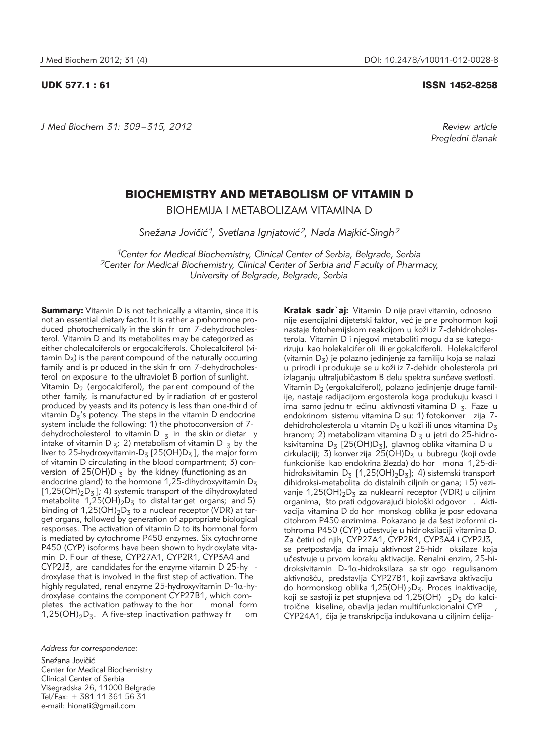UDK 577.1 : 61

ISSN 1452-8258

*J Med Biochem 31: 309–315, 2012*

*Review article*
*Pregledni članak*

# BIOCHEMISTRY AND METABOLISM OF VITAMIN D

## BIOHEMIJA I METABOLIZAM VITAMINA D

*Snežana Jovičić[1], Svetlana Ignjatović[2], Nada Majkić-Singh[2]*

*[1]Center for Medical Biochemistry, Clinical Center of Serbia, Belgrade, Serbia*
*[2]Center for Medical Biochemistry, Clinical Center of Serbia and Faculty of Pharmacy, University of Belgrade, Belgrade, Serbia*

**Summary:** Vitamin D is not technically a vitamin, since it is not an essential dietary factor. It is rather a prohormone produced photochemically in the skin from 7-dehydrocholesterol. Vitamin D and its metabolites may be categorized as either cholecalciferols or ergocalciferols. Cholecalciferol (vitamin $D_3$) is the parent compound of the naturally occurring family and is produced in the skin from 7-dehydrocholesterol on exposure to the ultraviolet B portion of sunlight. Vitamin $D_2$ (ergocalciferol), the parent compound of the other family, is manufactured by irradiation of ergosterol produced by yeasts and its potency is less than one-third of vitamin $D_3$'s potency. The steps in the vitamin D endocrine system include the following: 1) the photoconversion of 7-dehydrocholesterol to vitamin $D_3$ in the skin or dietary intake of vitamin $D_3$; 2) metabolism of vitamin $D_3$ by the liver to 25-hydroxyvitamin-$D_3$ [25(OH)$D_3$], the major form of vitamin D circulating in the blood compartment; 3) conversion of 25(OH)$D_3$ by the kidney (functioning as an endocrine gland) to the hormone 1,25-dihydroxyvitamin $D_3$ [1,25$(OH)_2D_3$]; 4) systemic transport of the dihydroxylated metabolite 1,25$(OH)_2D_3$ to distal target organs; and 5) binding of 1,25$(OH)_2D_3$ to a nuclear receptor (VDR) at target organs, followed by generation of appropriate biological responses. The activation of vitamin D to its hormonal form is mediated by cytochrome P450 enzymes. Six cytochrome P450 (CYP) isoforms have been shown to hydroxylate vitamin D. Four of these, CYP27A1, CYP2R1, CYP3A4 and CYP2J3, are candidates for the enzyme vitamin D 25-hydroxylase that is involved in the first step of activation. The highly regulated, renal enzyme 25-hydroxyvitamin D-1α-hydroxylase contains the component CYP27B1, which completes the activation pathway to the hormonal form 1,25$(OH)_2D_3$. A five-step inactivation pathway from

**Kratak sadržaj:** Vitamin D nije pravi vitamin, odnosno nije esencijalni dijetetski faktor, već je pre prohormon koji nastaje fotohemijskom reakcijom u koži iz 7-dehidroholesterola. Vitamin D i njegovi metaboliti mogu da se kategorizuju kao holekalciferoli ili ergokalciferoli. Holekalciferol (vitamin $D_3$) je polazno jedinjenje za familiju koja se nalazi u prirodi i produkuje se u koži iz 7-dehidroholesterola pri izlaganju ultraljubičastom B delu spektra sunčeve svetlosti. Vitamin $D_2$ (ergokalciferol), polazno jedinjenje druge familije, nastaje radijacijom ergosterola koga produkuju kvasci i ima samo jednu trećinu aktivnosti vitamina $D_3$. Faze u endokrinom sistemu vitamina D su: 1) fotokonverzija 7-dehidroholesterola u vitamin $D_3$ u koži ili unos vitamina $D_3$ hranom; 2) metabolizam vitamina $D_3$ u jetri do 25-hidroksivitamina $D_3$ [25(OH)$D_3$], glavnog oblika vitamina D u cirkulaciji; 3) konverzija 25(OH)$D_3$ u bubregu (koji ovde funkcioniše kao endokrina žlezda) do hormona 1,25-dihidroksivitamin $D_3$ [1,25$(OH)_2D_3$]; 4) sistemski transport dihidroksi-metabolita do distalnih ciljnih organa; i 5) vezivanje 1,25$(OH)_2D_3$ za nuklearni receptor (VDR) u ciljnim organima, što prati odgovarajući biološki odgovor. Aktivacija vitamina D do hormonskog oblika je posredovana citohrom P450 enzimima. Pokazano je da šest izoformi citohroma P450 (CYP) učestvuje u hidroksilaciji vitamina D. Za četiri od njih, CYP27A1, CYP2R1, CYP3A4 i CYP2J3, se pretpostavlja da imaju aktivnost 25-hidroksilaze koja učestvuje u prvom koraku aktivacije. Renalni enzim, 25-hidroksivitamin D-1α-hidroksilaza sa strogo regulisanom aktivnošću, predstavlja CYP27B1, koji završava aktivaciju do hormonskog oblika 1,25$(OH)_2D_3$. Proces inaktivacije, koji se sastoji iz pet stupnjeva od 1,25$(OH)_2D_3$ do kalcitroične kiseline, obavlja jedan multifunkcionalni CYP, CYP24A1, čija je transkripcija indukovana u ciljnim ćelija-

*Address for correspondence:*

Snežana Jovičić
Center for Medical Biochemistry
Clinical Center of Serbia
Višegradska 26, 11000 Belgrade
Tel/Fax: + 381 11 361 56 31
e-mail: hionati@gmail.com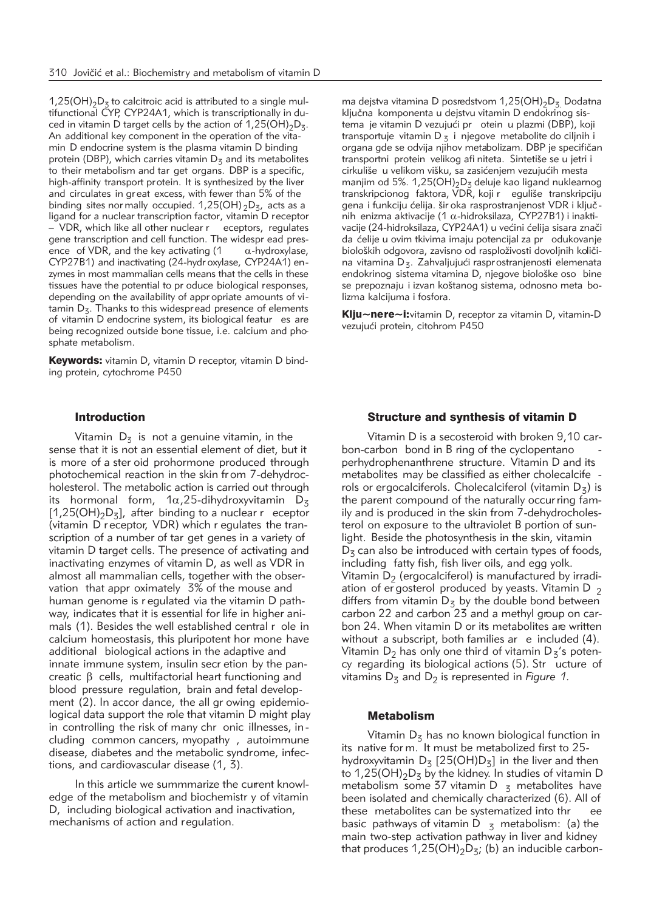$1,25(OH)_2D_3$ to calcitroic acid is attributed to a single multifunctional CYP, CYP24A1, which is transcriptionally induced in vitamin D target cells by the action of $1,25(OH)_2D_3$. An additional key component in the operation of the vitamin D endocrine system is the plasma vitamin D binding protein (DBP), which carries vitamin $D_3$ and its metabolites to their metabolism and target organs. DBP is a specific, high-affinity transport protein. It is synthesized by the liver and circulates in great excess, with fewer than 5% of the binding sites normally occupied. $1,25(OH)_2D_3$, acts as a ligand for a nuclear transcription factor, vitamin D receptor – VDR, which like all other nuclear receptors, regulates gene transcription and cell function. The widespread presence of VDR, and the key activating (1 α-hydroxylase, CYP27B1) and inactivating (24-hydroxylase, CYP24A1) enzymes in most mammalian cells means that the cells in these tissues have the potential to produce biological responses, depending on the availability of appropriate amounts of vitamin $D_3$. Thanks to this widespread presence of elements of vitamin D endocrine system, its biological features are being recognized outside bone tissue, i.e. calcium and phosphate metabolism.

**Keywords:** vitamin D, vitamin D receptor, vitamin D binding protein, cytochrome P450

ma dejstva vitamina D posredstvom $1,25(OH)_2D_3$. Dodatna ključna komponenta u dejstvu vitamin D endokrinog sistema je vitamin D vezujući protein u plazmi (DBP), koji transportuje vitamin $D_3$ i njegove metabolite do ciljnih i organa gde se odvija njihov metabolizam. DBP je specifičan transportni protein velikog afiniteta. Sintetiše se u jetri i cirkuliše u velikom višku, sa zasićenjem vezujućih mesta manjim od 5%. $1,25(OH)_2D_3$ deluje kao ligand nuklearnog transkripcionog faktora, VDR, koji reguliše transkripciju gena i funkciju ćelija. široka rasprostranjenost VDR i ključnih enzima aktivacije (1 α-hidroksilaza, CYP27B1) i inaktivacije (24-hidroksilaza, CYP24A1) u većini ćelija sisara znači da ćelije u ovim tkivima imaju potencijal za produkovanje bioloških odgovora, zavisno od raspoloživosti dovoljnih količina vitamina $D_3$. Zahvaljujući rasprostranjenosti elemenata endokrinog sistema vitamina D, njegove biološke osobine se prepoznaju i izvan koštanog sistema, odnosno meta bolizma kalcijuma i fosfora.

**Ključne reči:** vitamin D, receptor za vitamin D, vitamin-D vezujući protein, citohrom P450

## Introduction

Vitamin $D_3$ is not a genuine vitamin, in the sense that it is not an essential element of diet, but it is more of a steroid prohormone produced through photochemical reaction in the skin from 7-dehydrocholesterol. The metabolic action is carried out through its hormonal form, 1α,25-dihydroxyvitamin $D_3$ [$1,25(OH)_2D_3$], after binding to a nuclear receptor (vitamin D receptor, VDR) which regulates the transcription of a number of target genes in a variety of vitamin D target cells. The presence of activating and inactivating enzymes of vitamin D, as well as VDR in almost all mammalian cells, together with the observation that approximately 3% of the mouse and human genome is regulated via the vitamin D pathway, indicates that it is essential for life in higher animals (1). Besides the well established central role in calcium homeostasis, this pluripotent hormone have additional biological actions in the adaptive and innate immune system, insulin secretion by the pancreatic β cells, multifactorial heart functioning and blood pressure regulation, brain and fetal development (2). In accordance, the all growing epidemiological data support the role that vitamin D might play in controlling the risk of many chronic illnesses, including common cancers, myopathy, autoimmune disease, diabetes and the metabolic syndrome, infections, and cardiovascular disease (1, 3).

In this article we summmarize the current knowledge of the metabolism and biochemistry of vitamin D, including biological activation and inactivation, mechanisms of action and regulation.

## Structure and synthesis of vitamin D

Vitamin D is a secosteroid with broken 9,10 carbon-carbon bond in B ring of the cyclopentano - perhydrophenanthrene structure. Vitamin D and its metabolites may be classified as either cholecalciferols or ergocalciferols. Cholecalciferol (vitamin $D_3$) is the parent compound of the naturally occurring family and is produced in the skin from 7-dehydrocholesterol on exposure to the ultraviolet B portion of sunlight. Beside the photosynthesis in the skin, vitamin $D_3$ can also be introduced with certain types of foods, including fatty fish, fish liver oils, and egg yolk. Vitamin $D_2$ (ergocalciferol) is manufactured by irradiation of ergosterol produced by yeasts. Vitamin $D_2$ differs from vitamin $D_3$ by the double bond between carbon 22 and carbon 23 and a methyl group on carbon 24. When vitamin D or its metabolites are written without a subscript, both families are included (4). Vitamin $D_2$ has only one third of vitamin $D_3$'s potency regarding its biological actions (5). Structure of vitamins $D_3$ and $D_2$ is represented in *Figure 1.*

## Metabolism

Vitamin $D_3$ has no known biological function in its native form. It must be metabolized first to 25-hydroxyvitamin $D_3$ [$25(OH)D_3$] in the liver and then to $1,25(OH)_2D_3$ by the kidney. In studies of vitamin D metabolism some 37 vitamin $D_3$ metabolites have been isolated and chemically characterized (6). All of these metabolites can be systematized into three basic pathways of vitamin $D_3$ metabolism: (a) the main two-step activation pathway in liver and kidney that produces $1,25(OH)_2D_3$; (b) an inducible carbon-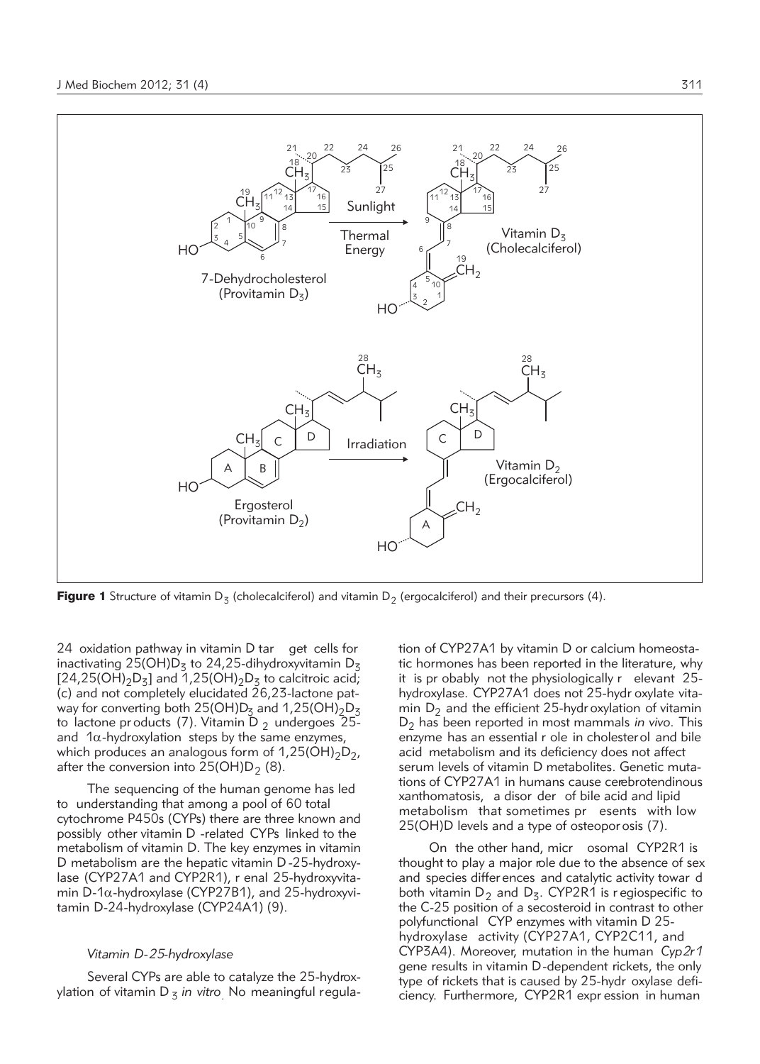**Figure 1** Structure of vitamin $D_3$ (cholecalciferol) and vitamin $D_2$ (ergocalciferol) and their precursors (4).

24 oxidation pathway in vitamin D target cells for inactivating $25(OH)D_3$ to 24,25-dihydroxyvitamin $D_3$ [$24,25(OH)_2D_3$] and $1,25(OH)_2D_3$ to calcitroic acid; (c) and not completely elucidated 26,23-lactone pathway for converting both $25(OH)D_3$ and $1,25(OH)_2D_3$ to lactone products (7). Vitamin $D_2$ undergoes 25- and 1α-hydroxylation steps by the same enzymes, which produces an analogous form of $1,25(OH)_2D_2$, after the conversion into $25(OH)D_2$ (8).

The sequencing of the human genome has led to understanding that among a pool of 60 total cytochrome P450s (CYPs) there are three known and possibly other vitamin D-related CYPs linked to the metabolism of vitamin D. The key enzymes in vitamin D metabolism are the hepatic vitamin D-25-hydroxylase (CYP27A1 and CYP2R1), renal 25-hydroxyvitamin D-1α-hydroxylase (CYP27B1), and 25-hydroxyvitamin D-24-hydroxylase (CYP24A1) (9).

### *Vitamin D-25-hydroxylase*

Several CYPs are able to catalyze the 25-hydroxylation of vitamin $D_3$ *in vitro*. No meaningful regulation of CYP27A1 by vitamin D or calcium homeostatic hormones has been reported in the literature, why it is probably not the physiologically relevant 25-hydroxylase. CYP27A1 does not 25-hydroxylate vitamin $D_2$ and the efficient 25-hydroxylation of vitamin $D_2$ has been reported in most mammals *in vivo*. This enzyme has an essential role in cholesterol and bile acid metabolism and its deficiency does not affect serum levels of vitamin D metabolites. Genetic mutations of CYP27A1 in humans cause cerebrotendinous xanthomatosis, a disorder of bile acid and lipid metabolism that sometimes presents with low 25(OH)D levels and a type of osteoporosis (7).

On the other hand, microsomal CYP2R1 is thought to play a major role due to the absence of sex and species differences and catalytic activity toward both vitamin $D_2$ and $D_3$. CYP2R1 is regiospecific to the C-25 position of a secosteroid in contrast to other polyfunctional CYP enzymes with vitamin D 25-hydroxylase activity (CYP27A1, CYP2C11, and CYP3A4). Moreover, mutation in the human *Cyp2r1* gene results in vitamin D-dependent rickets, the only type of rickets that is caused by 25-hydroxylase deficiency. Furthermore, CYP2R1 expression in human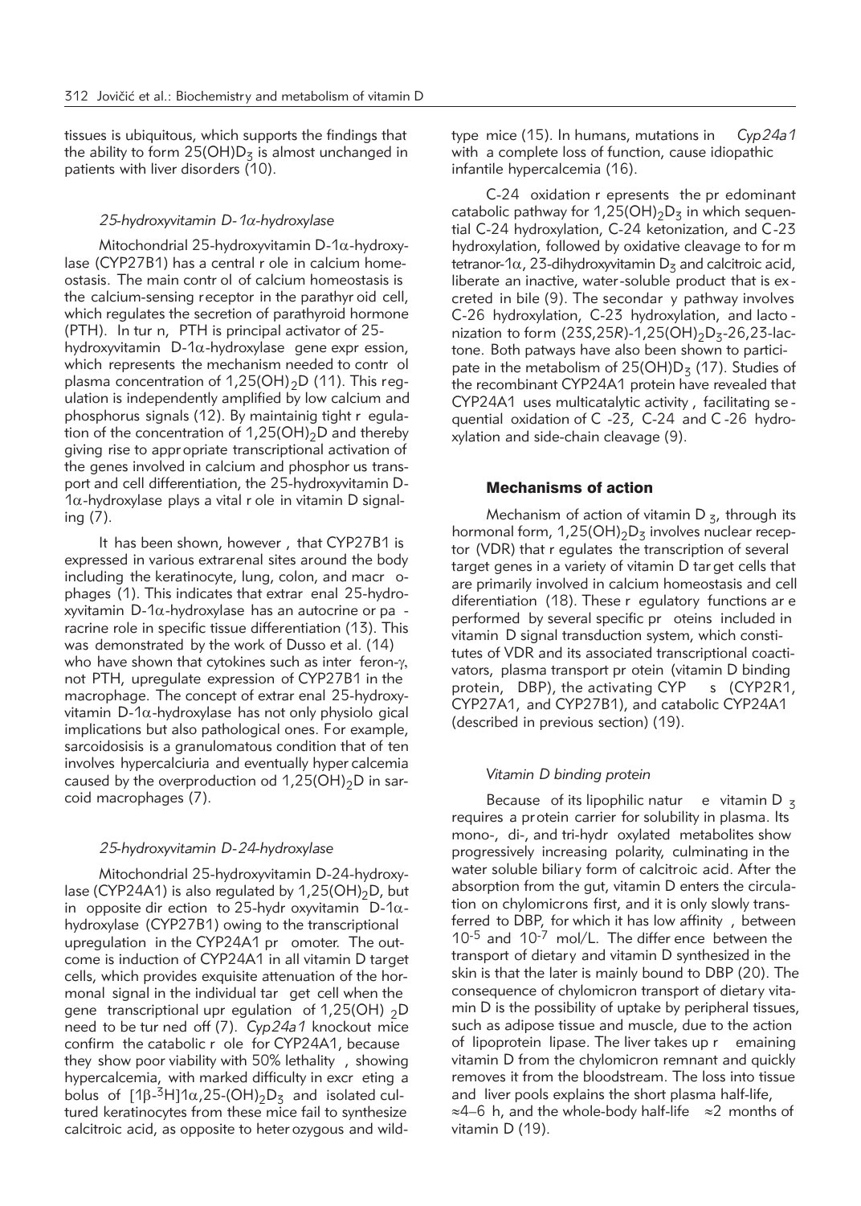tissues is ubiquitous, which supports the findings that the ability to form $25(OH)D_3$ is almost unchanged in patients with liver disorders (10).

### *25-hydroxyvitamin D-1α-hydroxylase*

Mitochondrial 25-hydroxyvitamin D-1α-hydroxylase (CYP27B1) has a central role in calcium homeostasis. The main control of calcium homeostasis is the calcium-sensing receptor in the parathyroid cell, which regulates the secretion of parathyroid hormone (PTH). In turn, PTH is principal activator of 25-hydroxyvitamin D-1α-hydroxylase gene expression, which represents the mechanism needed to control plasma concentration of $1,25(OH)_2D$ (11). This regulation is independently amplified by low calcium and phosphorus signals (12). By maintainig tight regulation of the concentration of $1,25(OH)_2D$ and thereby giving rise to appropriate transcriptional activation of the genes involved in calcium and phosphorus transport and cell differentiation, the 25-hydroxyvitamin D-1α-hydroxylase plays a vital role in vitamin D signaling (7).

It has been shown, however, that CYP27B1 is expressed in various extrarenal sites around the body including the keratinocyte, lung, colon, and macrophages (1). This indicates that extrarenal 25-hydroxyvitamin D-1α-hydroxylase has an autocrine or paracrine role in specific tissue differentiation (13). This was demonstrated by the work of Dusso et al. (14) who have shown that cytokines such as interferon-γ, not PTH, upregulate expression of CYP27B1 in the macrophage. The concept of extrarenal 25-hydroxyvitamin D-1α-hydroxylase has not only physiological implications but also pathological ones. For example, sarcoidosisis is a granulomatous condition that often involves hypercalciuria and eventually hypercalcemia caused by the overproduction od $1,25(OH)_2D$ in sarcoid macrophages (7).

### *25-hydroxyvitamin D-24-hydroxylase*

Mitochondrial 25-hydroxyvitamin D-24-hydroxylase (CYP24A1) is also regulated by $1,25(OH)_2D$, but in opposite direction to 25-hydroxyvitamin D-1α-hydroxylase (CYP27B1) owing to the transcriptional upregulation in the CYP24A1 promoter. The outcome is induction of CYP24A1 in all vitamin D target cells, which provides exquisite attenuation of the hormonal signal in the individual target cell when the gene transcriptional upregulation of $1,25(OH)_2D$ need to be turned off (7). *Cyp24a1* knockout mice confirm the catabolic role for CYP24A1, because they show poor viability with 50% lethality, showing hypercalcemia, with marked difficulty in excreting a bolus of $[1\beta\text{-}^3H]1\alpha,25\text{-}(OH)_2D_3$ and isolated cultured keratinocytes from these mice fail to synthesize calcitroic acid, as opposite to heterozygous and wild-type mice (15). In humans, mutations in *Cyp24a1* with a complete loss of function, cause idiopathic infantile hypercalcemia (16).

C-24 oxidation represents the predominant catabolic pathway for $1,25(OH)_2D_3$ in which sequential C-24 hydroxylation, C-24 ketonization, and C-23 hydroxylation, followed by oxidative cleavage to form tetranor-1α, 23-dihydroxyvitamin $D_3$ and calcitroic acid, liberate an inactive, water-soluble product that is excreted in bile (9). The secondary pathway involves C-26 hydroxylation, C-23 hydroxylation, and lactonization to form (23*S*,25*R*)-$1,25(OH)_2D_3$-26,23-lactone. Both patways have also been shown to participate in the metabolism of $25(OH)D_3$ (17). Studies of the recombinant CYP24A1 protein have revealed that CYP24A1 uses multicatalytic activity, facilitating sequential oxidation of C-23, C-24 and C-26 hydroxylation and side-chain cleavage (9).

## Mechanisms of action

Mechanism of action of vitamin $D_3$, through its hormonal form, $1,25(OH)_2D_3$ involves nuclear receptor (VDR) that regulates the transcription of several target genes in a variety of vitamin D target cells that are primarily involved in calcium homeostasis and cell diferentiation (18). These regulatory functions are performed by several specific proteins included in vitamin D signal transduction system, which constitutes of VDR and its associated transcriptional coactivators, plasma transport protein (vitamin D binding protein, DBP), the activating CYPs (CYP2R1, CYP27A1, and CYP27B1), and catabolic CYP24A1 (described in previous section) (19).

### *Vitamin D binding protein*

Because of its lipophilic nature vitamin $D_3$ requires a protein carrier for solubility in plasma. Its mono-, di-, and tri-hydroxylated metabolites show progressively increasing polarity, culminating in the water soluble biliary form of calcitroic acid. After the absorption from the gut, vitamin D enters the circulation on chylomicrons first, and it is only slowly transferred to DBP, for which it has low affinity, between $10^{-5}$ and $10^{-7}$ mol/L. The difference between the transport of dietary and vitamin D synthesized in the skin is that the later is mainly bound to DBP (20). The consequence of chylomicron transport of dietary vitamin D is the possibility of uptake by peripheral tissues, such as adipose tissue and muscle, due to the action of lipoprotein lipase. The liver takes up remaining vitamin D from the chylomicron remnant and quickly removes it from the bloodstream. The loss into tissue and liver pools explains the short plasma half-life, ≈4–6 h, and the whole-body half-life ≈2 months of vitamin D (19).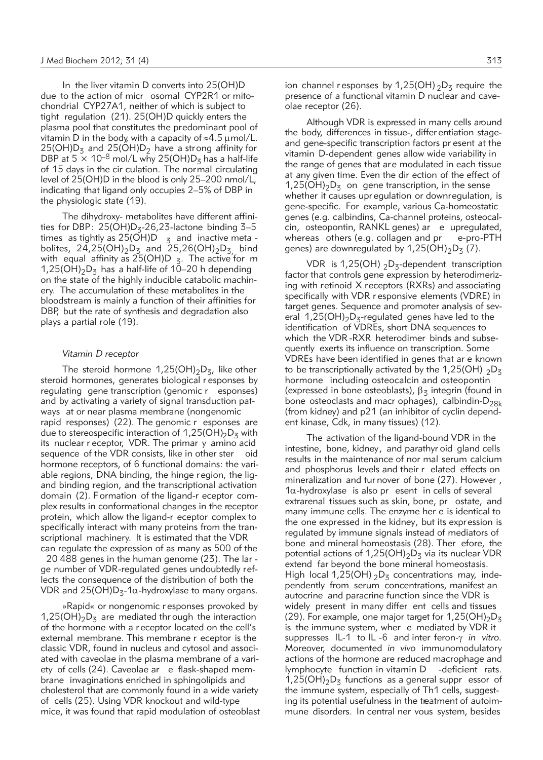In the liver vitamin D converts into 25(OH)D due to the action of microsomal CYP2R1 or mitochondrial CYP27A1, neither of which is subject to tight regulation (21). 25(OH)D quickly enters the plasma pool that constitutes the predominant pool of vitamin D in the body, with a capacity of ≈4.5 μmol/L. $25(OH)D_3$ and $25(OH)D_2$ have a strong affinity for DBP at $5 \times 10^{-8}$ mol/L why $25(OH)D_3$ has a half-life of 15 days in the circulation. The normal circulating level of 25(OH)D in the blood is only 25–200 nmol/L, indicating that ligand only occupies 2–5% of DBP in the physiologic state (19).

The dihydroxy- metabolites have different affinities for DBP: $25(OH)D_3$-26,23-lactone binding 3–5 times as tightly as $25(OH)D_3$ and inactive metabolites, $24,25(OH)_2D_3$ and $25,26(OH)_2D_3$ bind with equal affinity as $25(OH)D_3$. The active form $1,25(OH)_2D_3$ has a half-life of 10–20 h depending on the state of the highly inducible catabolic machinery. The accumulation of these metabolites in the bloodstream is mainly a function of their affinities for DBP, but the rate of synthesis and degradation also plays a partial role (19).

### *Vitamin D receptor*

The steroid hormone $1,25(OH)_2D_3$, like other steroid hormones, generates biological responses by regulating gene transcription (genomic responses) and by activating a variety of signal transduction pathways at or near plasma membrane (nongenomic rapid responses) (22). The genomic responses are due to stereospecific interaction of $1,25(OH)_2D_3$ with its nuclear receptor, VDR. The primary amino acid sequence of the VDR consists, like in other steroid hormone receptors, of 6 functional domains: the variable regions, DNA binding, the hinge region, the ligand binding region, and the transcriptional activation domain (2). Formation of the ligand-receptor complex results in conformational changes in the receptor protein, which allow the ligand-receptor complex to specifically interact with many proteins from the transcriptional machinery. It is estimated that the VDR can regulate the expression of as many as 500 of the 20 488 genes in the human genome (23). The large number of VDR-regulated genes undoubtedly reflects the consequence of the distribution of both the VDR and $25(OH)D_3$-1α-hydroxylase to many organs.

»Rapid« or nongenomic responses provoked by $1,25(OH)_2D_3$ are mediated through the interaction of the hormone with a receptor located on the cell's external membrane. This membrane receptor is the classic VDR, found in nucleus and cytosol and associated with caveolae in the plasma membrane of a variety of cells (24). Caveolae are flask-shaped membrane invaginations enriched in sphingolipids and cholesterol that are commonly found in a wide variety of cells (25). Using VDR knockout and wild-type mice, it was found that rapid modulation of osteoblast ion channel responses by $1,25(OH)_2D_3$ require the presence of a functional vitamin D nuclear and caveolae receptor (26).

Although VDR is expressed in many cells around the body, differences in tissue-, differentiation stage- and gene-specific transcription factors present at the vitamin D-dependent genes allow wide variability in the range of genes that are modulated in each tissue at any given time. Even the direction of the effect of $1,25(OH)_2D_3$ on gene transcription, in the sense whether it causes upregulation or downregulation, is gene-specific. For example, various Ca-homeostatic genes (e.g. calbindins, Ca-channel proteins, osteocalcin, osteopontin, RANKL genes) are upregulated, whereas others (e.g. collagen and pre-pro-PTH genes) are downregulated by $1,25(OH)_2D_3$ (7).

VDR is $1,25(OH)_2D_3$-dependent transcription factor that controls gene expression by heterodimerizing with retinoid X receptors (RXRs) and associating specifically with VDR responsive elements (VDRE) in target genes. Sequence and promoter analysis of several $1,25(OH)_2D_3$-regulated genes have led to the identification of VDREs, short DNA sequences to which the VDR-RXR heterodimer binds and subsequently exerts its influence on transcription. Some VDREs have been identified in genes that are known to be transcriptionally activated by the $1,25(OH)_2D_3$ hormone including osteocalcin and osteopontin (expressed in bone osteoblasts), $\beta_3$ integrin (found in bone osteoclasts and macrophages), calbindin-$D_{28k}$ (from kidney) and p21 (an inhibitor of cyclin dependent kinase, Cdk, in many tissues) (12).

The activation of the ligand-bound VDR in the intestine, bone, kidney, and parathyroid gland cells results in the maintenance of normal serum calcium and phosphorus levels and their related effects on mineralization and turnover of bone (27). However, 1α-hydroxylase is also present in cells of several extrarenal tissues such as skin, bone, prostate, and many immune cells. The enzyme here is identical to the one expressed in the kidney, but its expression is regulated by immune signals instead of mediators of bone and mineral homeostasis (28). Therefore, the potential actions of $1,25(OH)_2D_3$ via its nuclear VDR extend far beyond the bone mineral homeostasis. High local $1,25(OH)_2D_3$ concentrations may, independently from serum concentrations, manifest an autocrine and paracrine function since the VDR is widely present in many different cells and tissues (29). For example, one major target for $1,25(OH)_2D_3$ is the immune system, where mediated by VDR it suppresses IL-1 to IL-6 and interferon-γ *in vitro*. Moreover, documented *in vivo* immunomodulatory actions of the hormone are reduced macrophage and lymphocyte function in vitamin D-deficient rats. $1,25(OH)_2D_3$ functions as a general suppressor of the immune system, especially of Th1 cells, suggesting its potential usefulness in the treatment of autoimmune disorders. In central nervous system, besides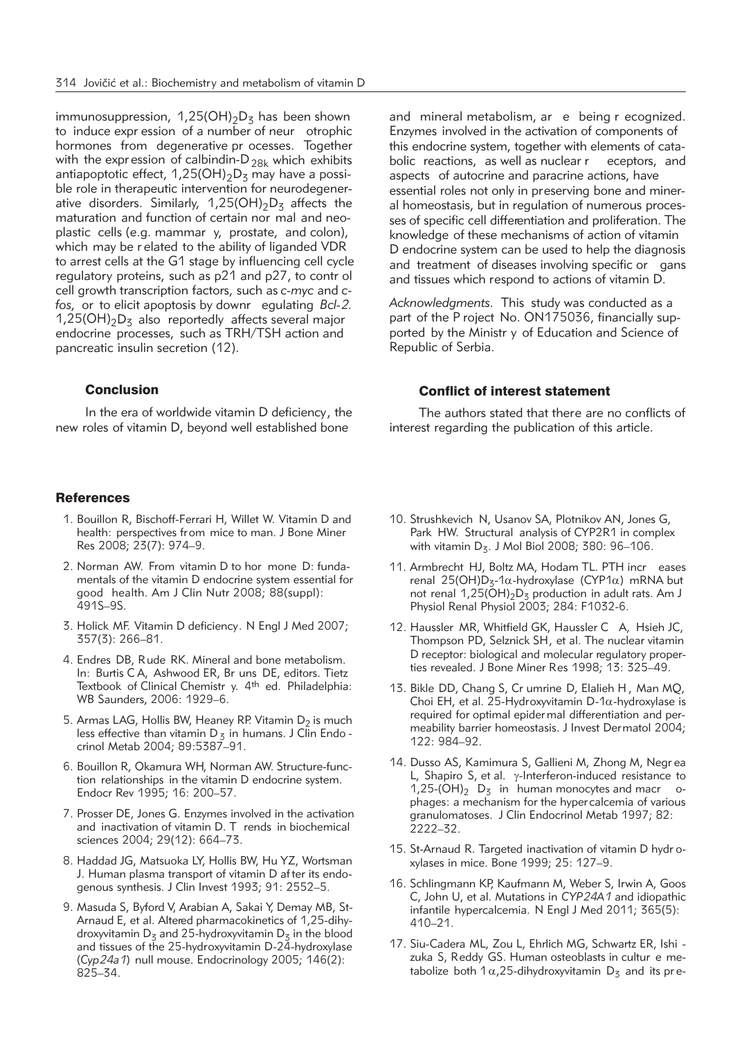immunosuppression, $1,25(OH)_2D_3$ has been shown to induce expression of a number of neurotrophic hormones from degenerative processes. Together with the expression of calbindin-$D_{28k}$ which exhibits antiapoptotic effect, $1,25(OH)_2D_3$ may have a possible role in therapeutic intervention for neurodegenerative disorders. Similarly, $1,25(OH)_2D_3$ affects the maturation and function of certain normal and neoplastic cells (e.g. mammary, prostate, and colon), which may be related to the ability of liganded VDR to arrest cells at the G1 stage by influencing cell cycle regulatory proteins, such as p21 and p27, to control cell growth transcription factors, such as *c-myc* and *c-fos*, or to elicit apoptosis by downregulating *Bcl-2*. $1,25(OH)_2D_3$ also reportedly affects several major endocrine processes, such as TRH/TSH action and pancreatic insulin secretion (12).

## Conclusion

In the era of worldwide vitamin D deficiency, the new roles of vitamin D, beyond well established bone and mineral metabolism, are being recognized. Enzymes involved in the activation of components of this endocrine system, together with elements of catabolic reactions, as well as nuclear receptors, and aspects of autocrine and paracrine actions, have essential roles not only in preserving bone and mineral homeostasis, but in regulation of numerous processes of specific cell differentiation and proliferation. The knowledge of these mechanisms of action of vitamin D endocrine system can be used to help the diagnosis and treatment of diseases involving specific organs and tissues which respond to actions of vitamin D.

*Acknowledgments.* This study was conducted as a part of the Project No. ON175036, financially supported by the Ministry of Education and Science of Republic of Serbia.

## Conflict of interest statement

The authors stated that there are no conflicts of interest regarding the publication of this article.

## References

1. Bouillon R, Bischoff-Ferrari H, Willet W. Vitamin D and health: perspectives from mice to man. J Bone Miner Res 2008; 23(7): 974–9.
2. Norman AW. From vitamin D to hormone D: fundamentals of the vitamin D endocrine system essential for good health. Am J Clin Nutr 2008; 88(suppl): 491S–9S.
3. Holick MF. Vitamin D deficiency. N Engl J Med 2007; 357(3): 266–81.
4. Endres DB, Rude RK. Mineral and bone metabolism. In: Burtis CA, Ashwood ER, Bruns DE, editors. Tietz Textbook of Clinical Chemistry. 4th ed. Philadelphia: WB Saunders, 2006: 1929–6.
5. Armas LAG, Hollis BW, Heaney RP. Vitamin $D_2$ is much less effective than vitamin $D_3$ in humans. J Clin Endocrinol Metab 2004; 89:5387–91.
6. Bouillon R, Okamura WH, Norman AW. Structure-function relationships in the vitamin D endocrine system. Endocr Rev 1995; 16: 200–57.
7. Prosser DE, Jones G. Enzymes involved in the activation and inactivation of vitamin D. Trends in biochemical sciences 2004; 29(12): 664–73.
8. Haddad JG, Matsuoka LY, Hollis BW, Hu YZ, Wortsman J. Human plasma transport of vitamin D after its endogenous synthesis. J Clin Invest 1993; 91: 2552–5.
9. Masuda S, Byford V, Arabian A, Sakai Y, Demay MB, St-Arnaud E, et al. Altered pharmacokinetics of 1,25-dihydroxyvitamin $D_3$ and 25-hydroxyvitamin $D_3$ in the blood and tissues of the 25-hydroxyvitamin D-24-hydroxylase (*Cyp24a1*) null mouse. Endocrinology 2005; 146(2): 825–34.
10. Strushkevich N, Usanov SA, Plotnikov AN, Jones G, Park HW. Structural analysis of CYP2R1 in complex with vitamin $D_3$. J Mol Biol 2008; 380: 96–106.
11. Armbrecht HJ, Boltz MA, Hodam TL. PTH increases renal $25(OH)D_3$-1$\alpha$-hydroxylase (CYP1$\alpha$) mRNA but not renal $1,25(OH)_2D_3$ production in adult rats. Am J Physiol Renal Physiol 2003; 284: F1032-6.
12. Haussler MR, Whitfield GK, Haussler CA, Hsieh JC, Thompson PD, Selznick SH, et al. The nuclear vitamin D receptor: biological and molecular regulatory properties revealed. J Bone Miner Res 1998; 13: 325–49.
13. Bikle DD, Chang S, Crumrine D, Elalieh H, Man MQ, Choi EH, et al. 25-Hydroxyvitamin D-1$\alpha$-hydroxylase is required for optimal epidermal differentiation and permeability barrier homeostasis. J Invest Dermatol 2004; 122: 984–92.
14. Dusso AS, Kamimura S, Gallieni M, Zhong M, Negrea L, Shapiro S, et al. $\gamma$-Interferon-induced resistance to $1,25-(OH)_2\ D_3$ in human monocytes and macrophages: a mechanism for the hypercalcemia of various granulomatoses. J Clin Endocrinol Metab 1997; 82: 2222–32.
15. St-Arnaud R. Targeted inactivation of vitamin D hydroxylases in mice. Bone 1999; 25: 127–9.
16. Schlingmann KP, Kaufmann M, Weber S, Irwin A, Goos C, John U, et al. Mutations in *CYP24A1* and idiopathic infantile hypercalcemia. N Engl J Med 2011; 365(5): 410–21.
17. Siu-Cadera ML, Zou L, Ehrlich MG, Schwartz ER, Ishizuka S, Reddy GS. Human osteoblasts in culture metabolize both 1$\alpha$,25-dihydroxyvitamin $D_3$ and its pre-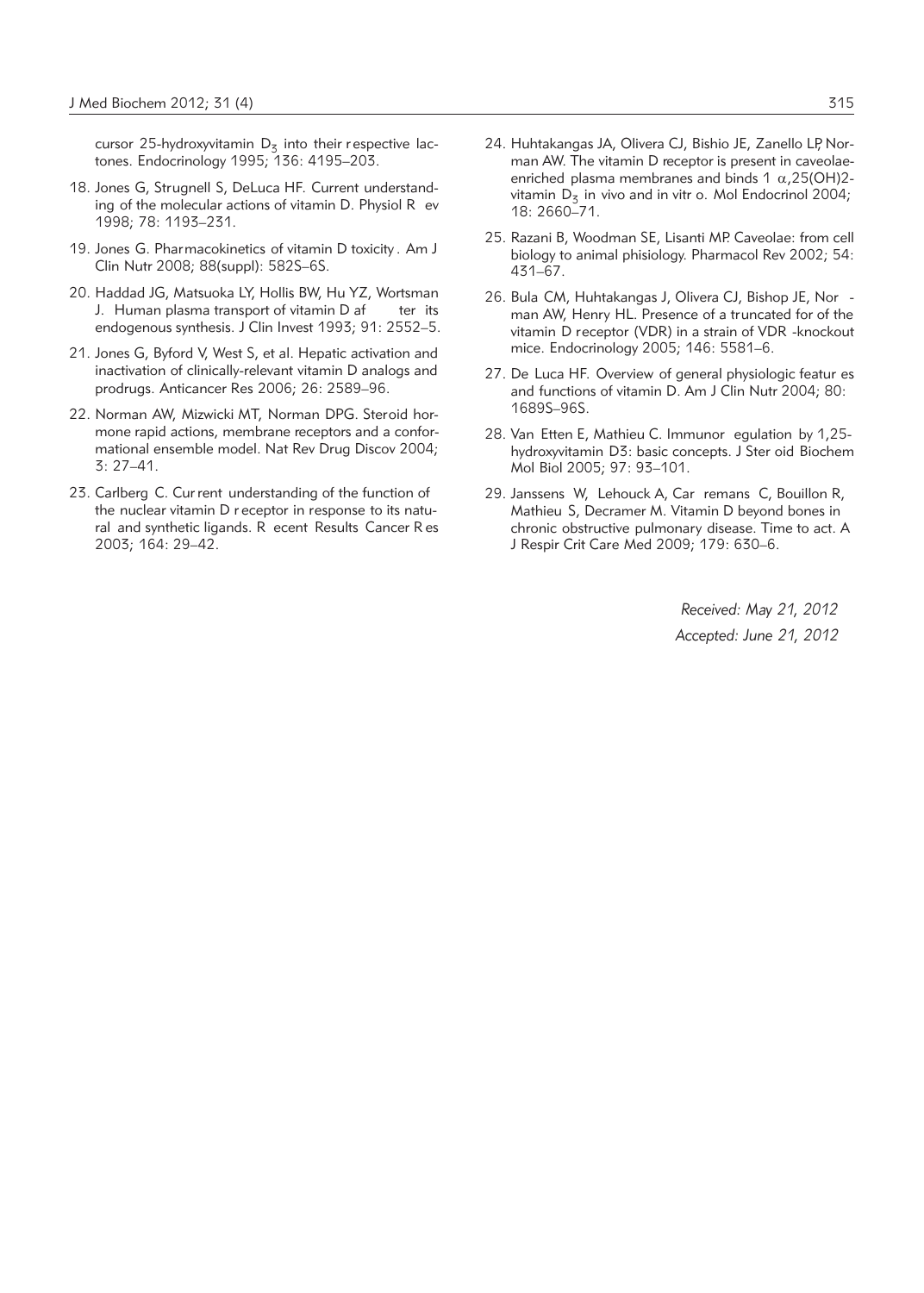cursor 25-hydroxyvitamin $D_3$ into their respective lactones. Endocrinology 1995; 136: 4195–203.

18. Jones G, Strugnell S, DeLuca HF. Current understanding of the molecular actions of vitamin D. Physiol Rev 1998; 78: 1193–231.

19. Jones G. Pharmacokinetics of vitamin D toxicity. Am J Clin Nutr 2008; 88(suppl): 582S–6S.

20. Haddad JG, Matsuoka LY, Hollis BW, Hu YZ, Wortsman J. Human plasma transport of vitamin D after its endogenous synthesis. J Clin Invest 1993; 91: 2552–5.

21. Jones G, Byford V, West S, et al. Hepatic activation and inactivation of clinically-relevant vitamin D analogs and prodrugs. Anticancer Res 2006; 26: 2589–96.

22. Norman AW, Mizwicki MT, Norman DPG. Steroid hormone rapid actions, membrane receptors and a conformational ensemble model. Nat Rev Drug Discov 2004; 3: 27–41.

23. Carlberg C. Current understanding of the function of the nuclear vitamin D receptor in response to its natural and synthetic ligands. Recent Results Cancer Res 2003; 164: 29–42.

24. Huhtakangas JA, Olivera CJ, Bishio JE, Zanello LP, Norman AW. The vitamin D receptor is present in caveolae-enriched plasma membranes and binds 1 $\alpha$,25(OH)2-vitamin $D_3$ in vivo and in vitro. Mol Endocrinol 2004; 18: 2660–71.

25. Razani B, Woodman SE, Lisanti MP. Caveolae: from cell biology to animal phisiology. Pharmacol Rev 2002; 54: 431–67.

26. Bula CM, Huhtakangas J, Olivera CJ, Bishop JE, Norman AW, Henry HL. Presence of a truncated for of the vitamin D receptor (VDR) in a strain of VDR-knockout mice. Endocrinology 2005; 146: 5581–6.

27. De Luca HF. Overview of general physiologic features and functions of vitamin D. Am J Clin Nutr 2004; 80: 1689S–96S.

28. Van Etten E, Mathieu C. Immunoregulation by 1,25-hydroxyvitamin D3: basic concepts. J Steroid Biochem Mol Biol 2005; 97: 93–101.

29. Janssens W, Lehouck A, Carremans C, Bouillon R, Mathieu S, Decramer M. Vitamin D beyond bones in chronic obstructive pulmonary disease. Time to act. A J Respir Crit Care Med 2009; 179: 630–6.

*Received: May 21, 2012*
*Accepted: June 21, 2012*